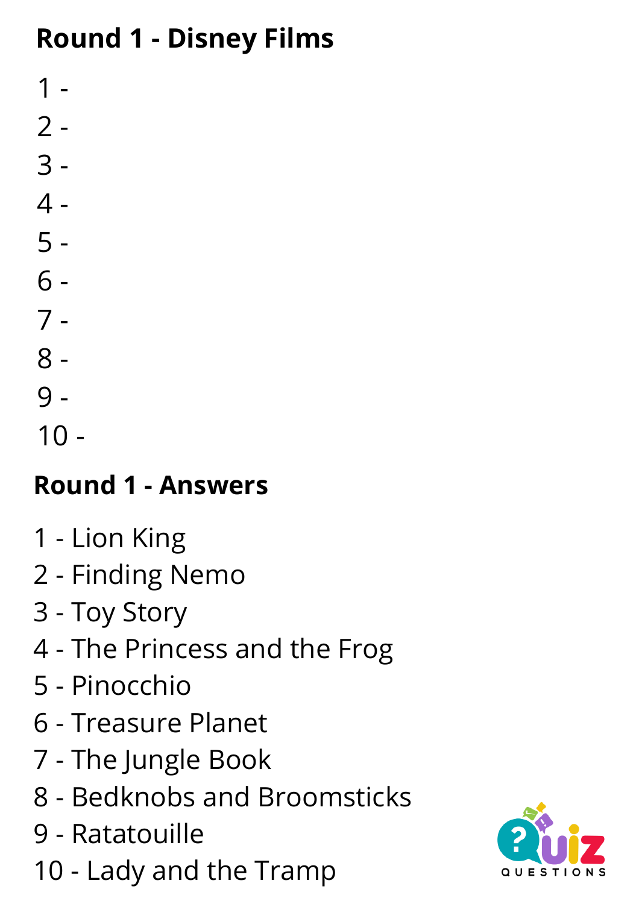## Round 1 - Disney Films

1 -
2 -
3 -
4 -
5 -
6 -
7 -
8 -
9 -
10 -

## Round 1 - Answers

1 - Lion King
2 - Finding Nemo
3 - Toy Story
4 - The Princess and the Frog
5 - Pinocchio
6 - Treasure Planet
7 - The Jungle Book
8 - Bedknobs and Broomsticks
9 - Ratatouille
10 - Lady and the Tramp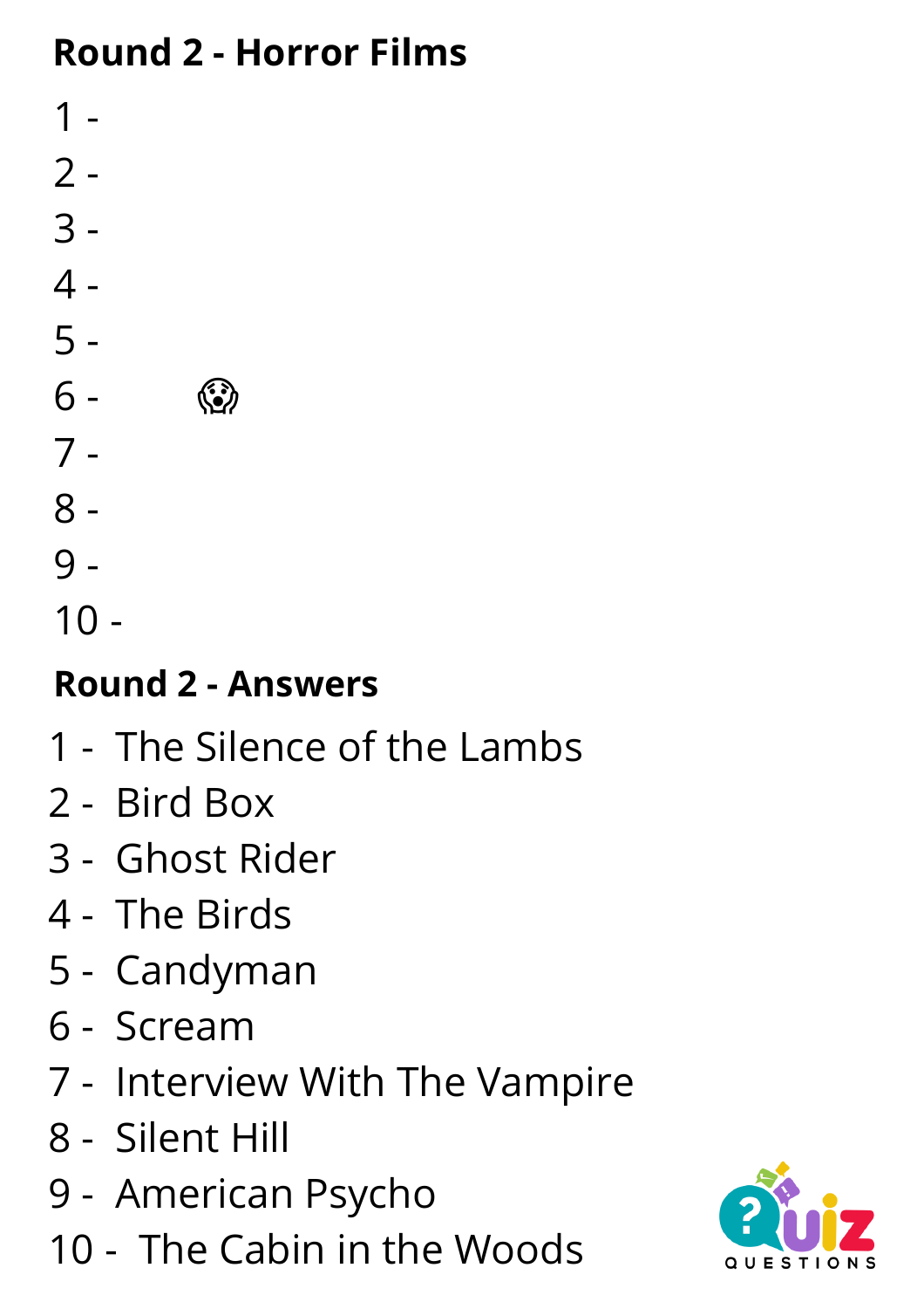## Round 2 - Horror Films

1 -
2 -
3 -
4 -
5 -
6 - 😱
7 -
8 -
9 -
10 -

## Round 2 - Answers

1 - The Silence of the Lambs
2 - Bird Box
3 - Ghost Rider
4 - The Birds
5 - Candyman
6 - Scream
7 - Interview With The Vampire
8 - Silent Hill
9 - American Psycho
10 - The Cabin in the Woods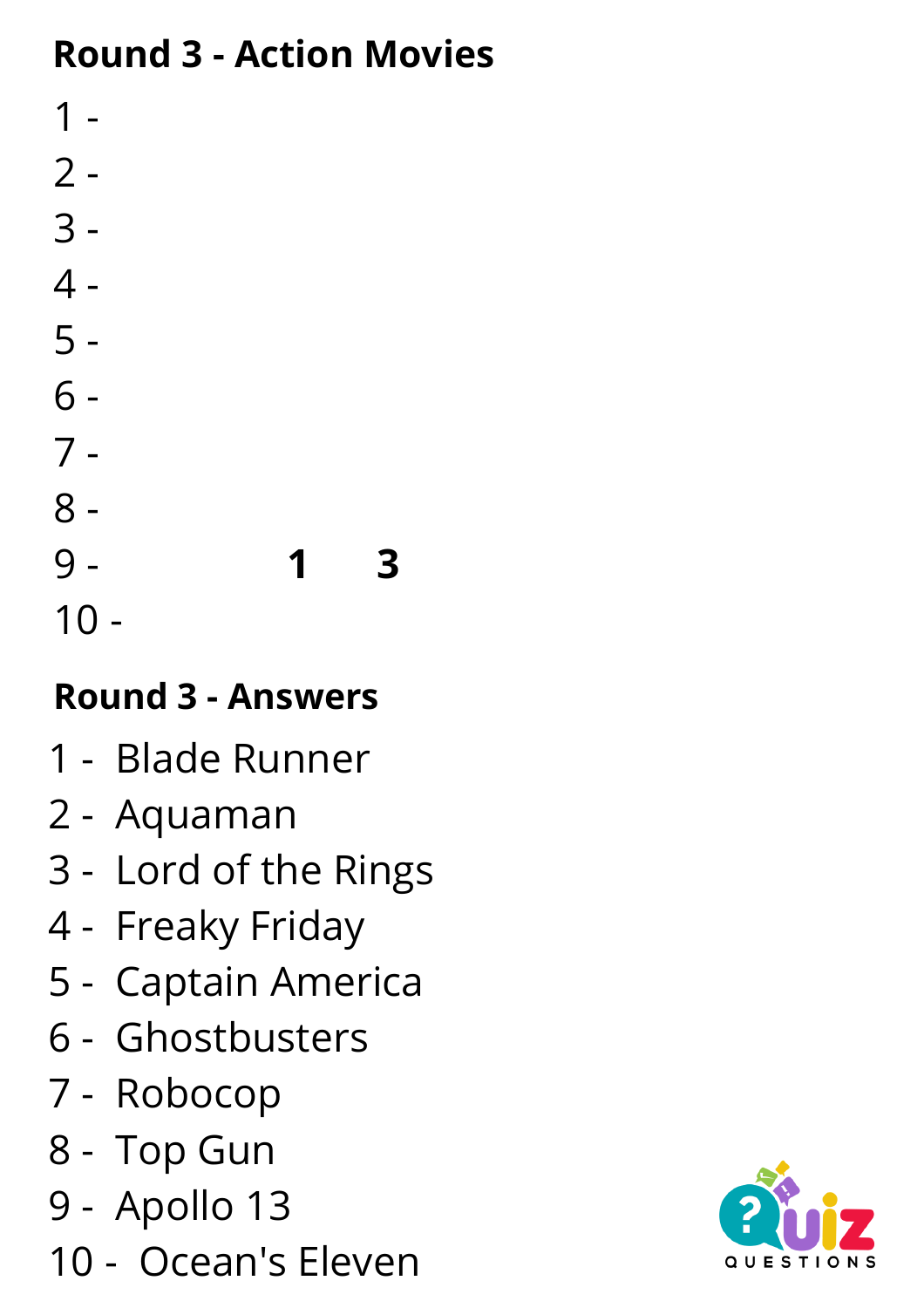**Round 3 - Action Movies**

1 -

2 -

3 -

4 -

5 -

6 -

7 -

8 -

9 - **1 3**

10 -

**Round 3 - Answers**

1 - Blade Runner

2 - Aquaman

3 - Lord of the Rings

4 - Freaky Friday

5 - Captain America

6 - Ghostbusters

7 - Robocop

8 - Top Gun

9 - Apollo 13

10 - Ocean's Eleven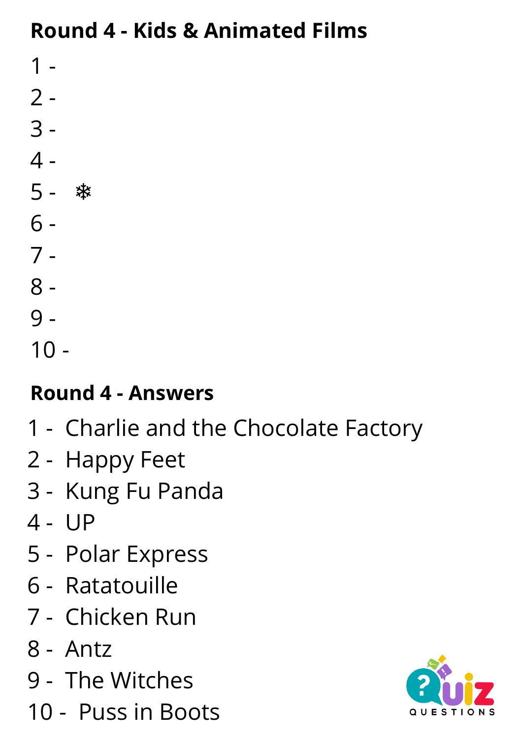**Round 4 - Kids & Animated Films**

1 -
2 -
3 -
4 -
5 - ❄
6 -
7 -
8 -
9 -
10 -

**Round 4 - Answers**

1 - Charlie and the Chocolate Factory
2 - Happy Feet
3 - Kung Fu Panda
4 - UP
5 - Polar Express
6 - Ratatouille
7 - Chicken Run
8 - Antz
9 - The Witches
10 - Puss in Boots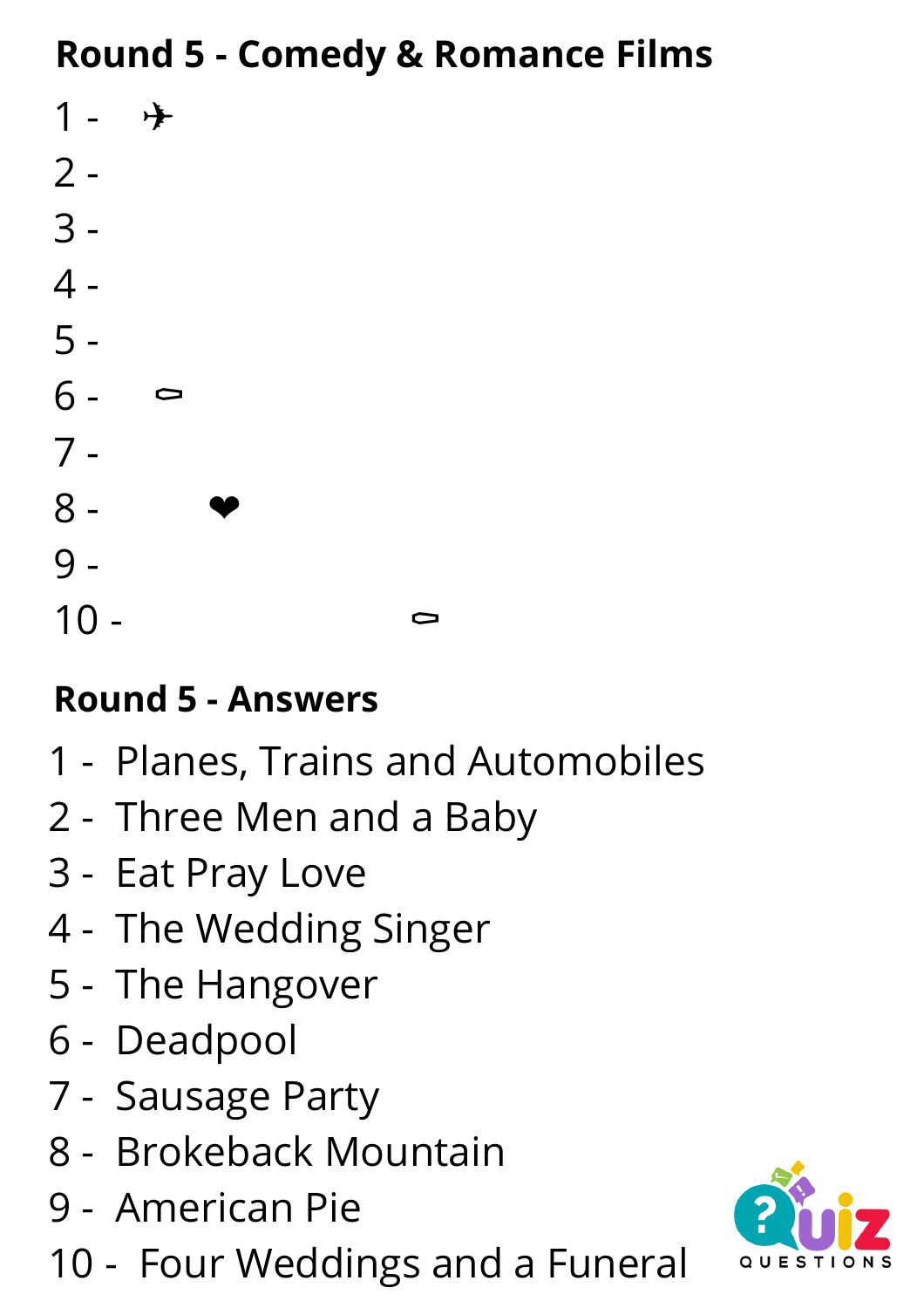**Round 5 - Comedy & Romance Films**

1 - ✈

2 -

3 -

4 -

5 -

6 -

7 -

8 - ❤

9 -

10 -

**Round 5 - Answers**

1 - Planes, Trains and Automobiles

2 - Three Men and a Baby

3 - Eat Pray Love

4 - The Wedding Singer

5 - The Hangover

6 - Deadpool

7 - Sausage Party

8 - Brokeback Mountain

9 - American Pie

10 - Four Weddings and a Funeral

QUIZ QUESTIONS